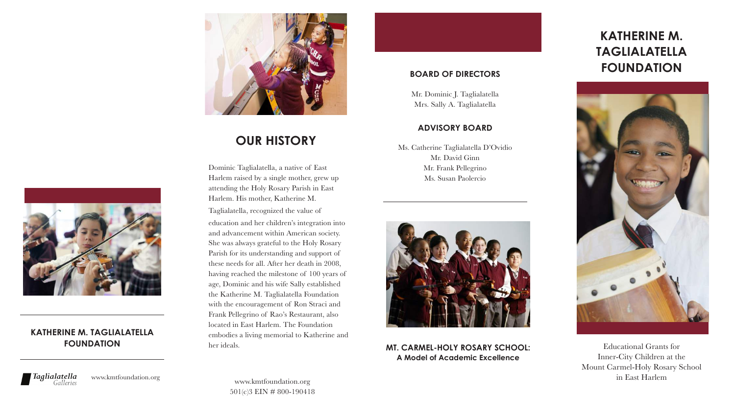# KATHERINE M. TAGLIALATELLA FOUNDATION

Educational Grants for
Inner-City Children at the
Mount Carmel-Holy Rosary School
in East Harlem

## OUR HISTORY

Dominic Taglialatella, a native of East Harlem raised by a single mother, grew up attending the Holy Rosary Parish in East Harlem. His mother, Katherine M. Taglialatella, recognized the value of education and her children's integration into and advancement within American society. She was always grateful to the Holy Rosary Parish for its understanding and support of these needs for all. After her death in 2008, having reached the milestone of 100 years of age, Dominic and his wife Sally established the Katherine M. Taglialatella Foundation with the encouragement of Ron Straci and Frank Pellegrino of Rao's Restaurant, also located in East Harlem. The Foundation embodies a living memorial to Katherine and her ideals.

www.kmtfoundation.org
501(c)3 EIN # 800-190418

### BOARD OF DIRECTORS

Mr. Dominic J. Taglialatella
Mrs. Sally A. Taglialatella

### ADVISORY BOARD

Ms. Catherine Taglialatella D'Ovidio
Mr. David Ginn
Mr. Frank Pellegrino
Ms. Susan Paolercio

**MT. CARMEL-HOLY ROSARY SCHOOL:**
**A Model of Academic Excellence**

**KATHERINE M. TAGLIALATELLA FOUNDATION**

*Taglialatella Galleries*

www.kmtfoundation.org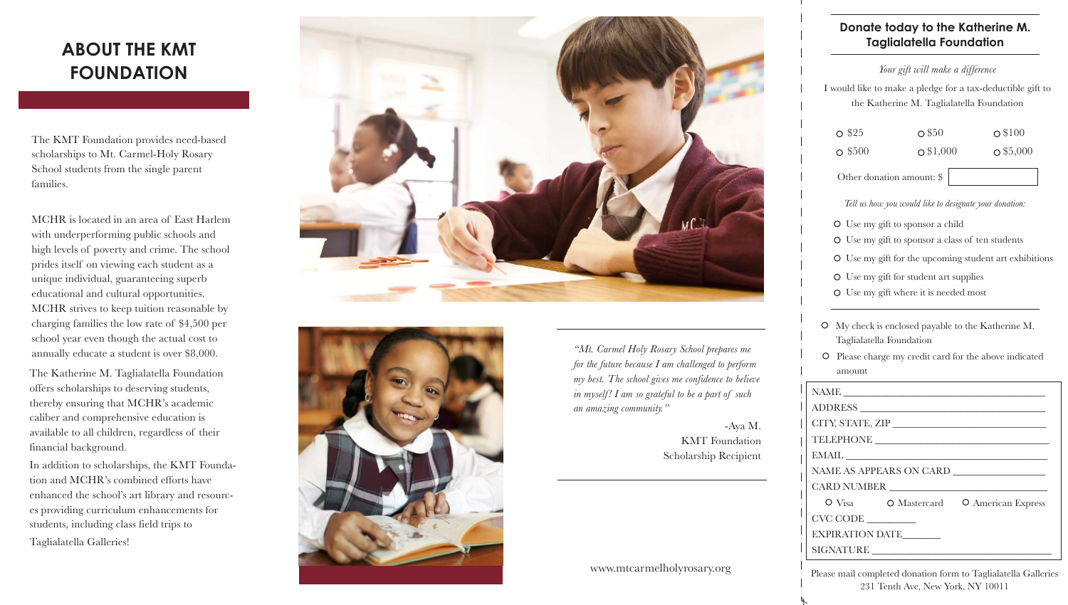# ABOUT THE KMT FOUNDATION

The KMT Foundation provides need-based scholarships to Mt. Carmel-Holy Rosary School students from the single parent families.

MCHR is located in an area of East Harlem with underperforming public schools and high levels of poverty and crime. The school prides itself on viewing each student as a unique individual, guaranteeing superb educational and cultural opportunities. MCHR strives to keep tuition reasonable by charging families the low rate of $4,500 per school year even though the actual cost to annually educate a student is over $8,000.

The Katherine M. Taglialatella Foundation offers scholarships to deserving students, thereby ensuring that MCHR's academic caliber and comprehensive education is available to all children, regardless of their financial background.

In addition to scholarships, the KMT Foundation and MCHR's combined efforts have enhanced the school's art library and resources providing curriculum enhancements for students, including class field trips to Taglialatella Galleries!

*"Mt. Carmel Holy Rosary School prepares me for the future because I am challenged to perform my best. The school gives me confidence to believe in myself! I am so grateful to be a part of such an amazing community."*

-Aya M.
KMT Foundation
Scholarship Recipient

www.mtcarmelholyrosary.org

## Donate today to the Katherine M. Taglialatella Foundation

*Your gift will make a difference*

I would like to make a pledge for a tax-deductible gift to the Katherine M. Taglialatella Foundation

- ○ $25
- ○ $50
- ○ $100
- ○ $500
- ○ $1,000
- ○ $5,000

Other donation amount: $ ________

*Tell us how you would like to designate your donation:*

- ○ Use my gift to sponsor a child
- ○ Use my gift to sponsor a class of ten students
- ○ Use my gift for the upcoming student art exhibitions
- ○ Use my gift for student art supplies
- ○ Use my gift where it is needed most

- ○ My check is enclosed payable to the Katherine M. Taglialatella Foundation
- ○ Please charge my credit card for the above indicated amount

NAME ______________________________
ADDRESS ______________________________
CITY, STATE, ZIP ______________________________
TELEPHONE ______________________________
EMAIL ______________________________
NAME AS APPEARS ON CARD ______________________________
CARD NUMBER ______________________________
○ Visa ○ Mastercard ○ American Express
CVC CODE ________
EXPIRATION DATE_______
SIGNATURE ______________________________

Please mail completed donation form to Taglialatella Galleries
231 Tenth Ave, New York, NY 10011